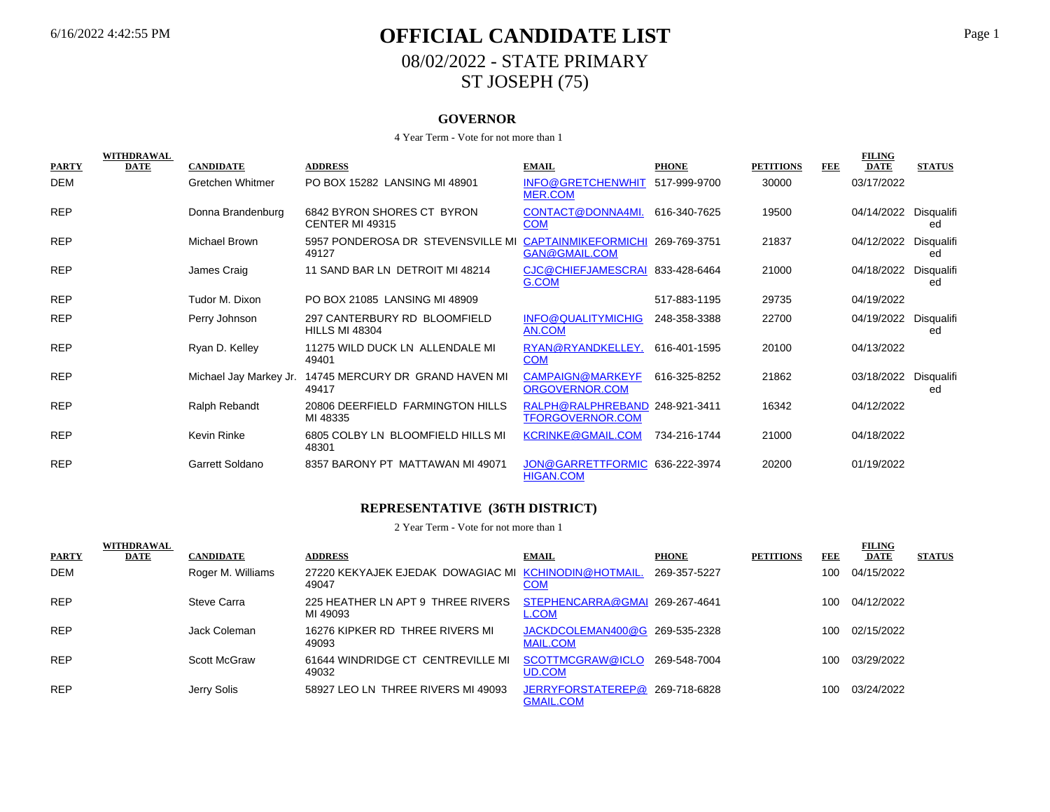# OFFICIAL CANDIDATE LIST

## 08/02/2022 - STATE PRIMARY

## ST JOSEPH (75)

### GOVERNOR

4 Year Term - Vote for not more than 1

| PARTY | WITHDRAWAL DATE | CANDIDATE | ADDRESS | EMAIL | PHONE | PETITIONS | FEE | FILING DATE | STATUS |
|---|---|---|---|---|---|---|---|---|---|
| DEM | | Gretchen Whitmer | PO BOX 15282 LANSING MI 48901 | INFO@GRETCHENWHITMER.COM | 517-999-9700 | 30000 | | 03/17/2022 | |
| REP | | Donna Brandenburg | 6842 BYRON SHORES CT BYRON CENTER MI 49315 | CONTACT@DONNA4MI.COM | 616-340-7625 | 19500 | | 04/14/2022 | Disqualified |
| REP | | Michael Brown | 5957 PONDEROSA DR STEVENSVILLE MI 49127 | CAPTAINMIKEFORMICHIGAN@GMAIL.COM | 269-769-3751 | 21837 | | 04/12/2022 | Disqualified |
| REP | | James Craig | 11 SAND BAR LN DETROIT MI 48214 | CJC@CHIEFJAMESCRAIG.COM | 833-428-6464 | 21000 | | 04/18/2022 | Disqualified |
| REP | | Tudor M. Dixon | PO BOX 21085 LANSING MI 48909 | | 517-883-1195 | 29735 | | 04/19/2022 | |
| REP | | Perry Johnson | 297 CANTERBURY RD BLOOMFIELD HILLS MI 48304 | INFO@QUALITYMICHIGAN.COM | 248-358-3388 | 22700 | | 04/19/2022 | Disqualified |
| REP | | Ryan D. Kelley | 11275 WILD DUCK LN ALLENDALE MI 49401 | RYAN@RYANDKELLEY.COM | 616-401-1595 | 20100 | | 04/13/2022 | |
| REP | | Michael Jay Markey Jr. | 14745 MERCURY DR GRAND HAVEN MI 49417 | CAMPAIGN@MARKEYFORGOVERNOR.COM | 616-325-8252 | 21862 | | 03/18/2022 | Disqualified |
| REP | | Ralph Rebandt | 20806 DEERFIELD FARMINGTON HILLS MI 48335 | RALPH@RALPHREBANDTFORGOVERNOR.COM | 248-921-3411 | 16342 | | 04/12/2022 | |
| REP | | Kevin Rinke | 6805 COLBY LN BLOOMFIELD HILLS MI 48301 | KCRINKE@GMAIL.COM | 734-216-1744 | 21000 | | 04/18/2022 | |
| REP | | Garrett Soldano | 8357 BARONY PT MATTAWAN MI 49071 | JON@GARRETTFORMICHIGAN.COM | 636-222-3974 | 20200 | | 01/19/2022 | |

### REPRESENTATIVE (36TH DISTRICT)

2 Year Term - Vote for not more than 1

| PARTY | WITHDRAWAL DATE | CANDIDATE | ADDRESS | EMAIL | PHONE | PETITIONS | FEE | FILING DATE | STATUS |
|---|---|---|---|---|---|---|---|---|---|
| DEM | | Roger M. Williams | 27220 KEKYAJEK EJEDAK DOWAGIAC MI 49047 | KCHINODIN@HOTMAIL.COM | 269-357-5227 | | 100 | 04/15/2022 | |
| REP | | Steve Carra | 225 HEATHER LN APT 9 THREE RIVERS MI 49093 | STEPHENCARRA@GMAIL.COM | 269-267-4641 | | 100 | 04/12/2022 | |
| REP | | Jack Coleman | 16276 KIPKER RD THREE RIVERS MI 49093 | JACKDCOLEMAN400@GMAIL.COM | 269-535-2328 | | 100 | 02/15/2022 | |
| REP | | Scott McGraw | 61644 WINDRIDGE CT CENTREVILLE MI 49032 | SCOTTMCGRAW@ICLOUD.COM | 269-548-7004 | | 100 | 03/29/2022 | |
| REP | | Jerry Solis | 58927 LEO LN THREE RIVERS MI 49093 | JERRYFORSTATEREP@GMAIL.COM | 269-718-6828 | | 100 | 03/24/2022 | |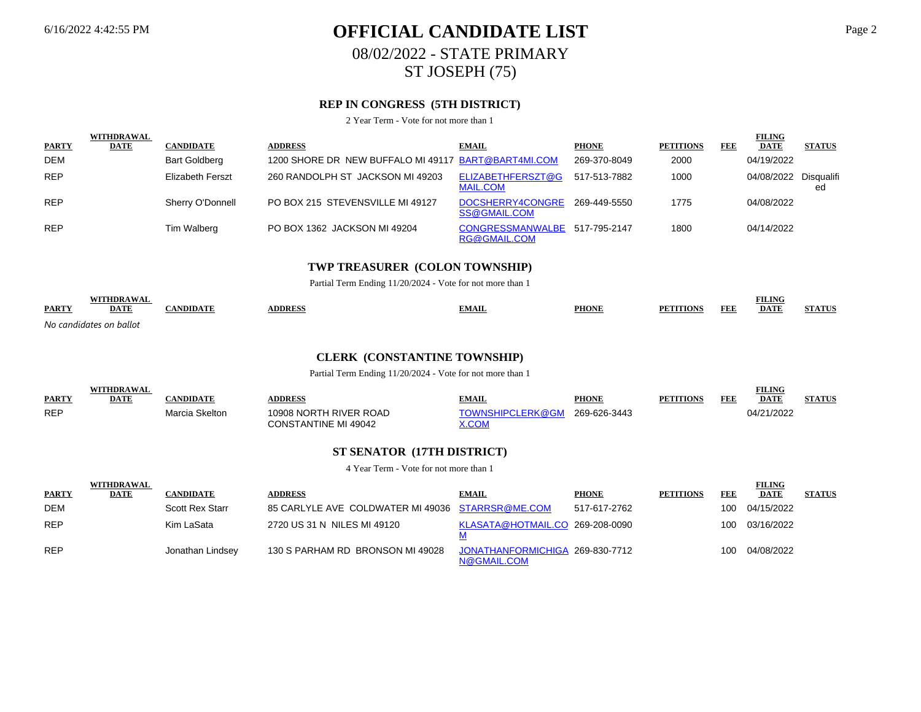# OFFICIAL CANDIDATE LIST

## 08/02/2022 - STATE PRIMARY

## ST JOSEPH (75)

### REP IN CONGRESS (5TH DISTRICT)

2 Year Term - Vote for not more than 1

| PARTY | WITHDRAWAL DATE | CANDIDATE | ADDRESS | EMAIL | PHONE | PETITIONS | FEE | FILING DATE | STATUS |
|---|---|---|---|---|---|---|---|---|---|
| DEM | | Bart Goldberg | 1200 SHORE DR NEW BUFFALO MI 49117 | BART@BART4MI.COM | 269-370-8049 | 2000 | | 04/19/2022 | |
| REP | | Elizabeth Ferszt | 260 RANDOLPH ST JACKSON MI 49203 | ELIZABETHFERSZT@GMAIL.COM | 517-513-7882 | 1000 | | 04/08/2022 | Disqualified |
| REP | | Sherry O'Donnell | PO BOX 215 STEVENSVILLE MI 49127 | DOCSHERRY4CONGRESS@GMAIL.COM | 269-449-5550 | 1775 | | 04/08/2022 | |
| REP | | Tim Walberg | PO BOX 1362 JACKSON MI 49204 | CONGRESSMANWALBERG@GMAIL.COM | 517-795-2147 | 1800 | | 04/14/2022 | |

### TWP TREASURER (COLON TOWNSHIP)

Partial Term Ending 11/20/2024 - Vote for not more than 1

| PARTY | WITHDRAWAL DATE | CANDIDATE | ADDRESS | EMAIL | PHONE | PETITIONS | FEE | FILING DATE | STATUS |
|---|---|---|---|---|---|---|---|---|---|

*No candidates on ballot*

### CLERK (CONSTANTINE TOWNSHIP)

Partial Term Ending 11/20/2024 - Vote for not more than 1

| PARTY | WITHDRAWAL DATE | CANDIDATE | ADDRESS | EMAIL | PHONE | PETITIONS | FEE | FILING DATE | STATUS |
|---|---|---|---|---|---|---|---|---|---|
| REP | | Marcia Skelton | 10908 NORTH RIVER ROAD CONSTANTINE MI 49042 | TOWNSHIPCLERK@GMX.COM | 269-626-3443 | | | 04/21/2022 | |

### ST SENATOR (17TH DISTRICT)

4 Year Term - Vote for not more than 1

| PARTY | WITHDRAWAL DATE | CANDIDATE | ADDRESS | EMAIL | PHONE | PETITIONS | FEE | FILING DATE | STATUS |
|---|---|---|---|---|---|---|---|---|---|
| DEM | | Scott Rex Starr | 85 CARLYLE AVE COLDWATER MI 49036 | STARRSR@ME.COM | 517-617-2762 | | 100 | 04/15/2022 | |
| REP | | Kim LaSata | 2720 US 31 N NILES MI 49120 | KLASATA@HOTMAIL.COM | 269-208-0090 | | 100 | 03/16/2022 | |
| REP | | Jonathan Lindsey | 130 S PARHAM RD BRONSON MI 49028 | JONATHANFORMICHIGAN@GMAIL.COM | 269-830-7712 | | 100 | 04/08/2022 | |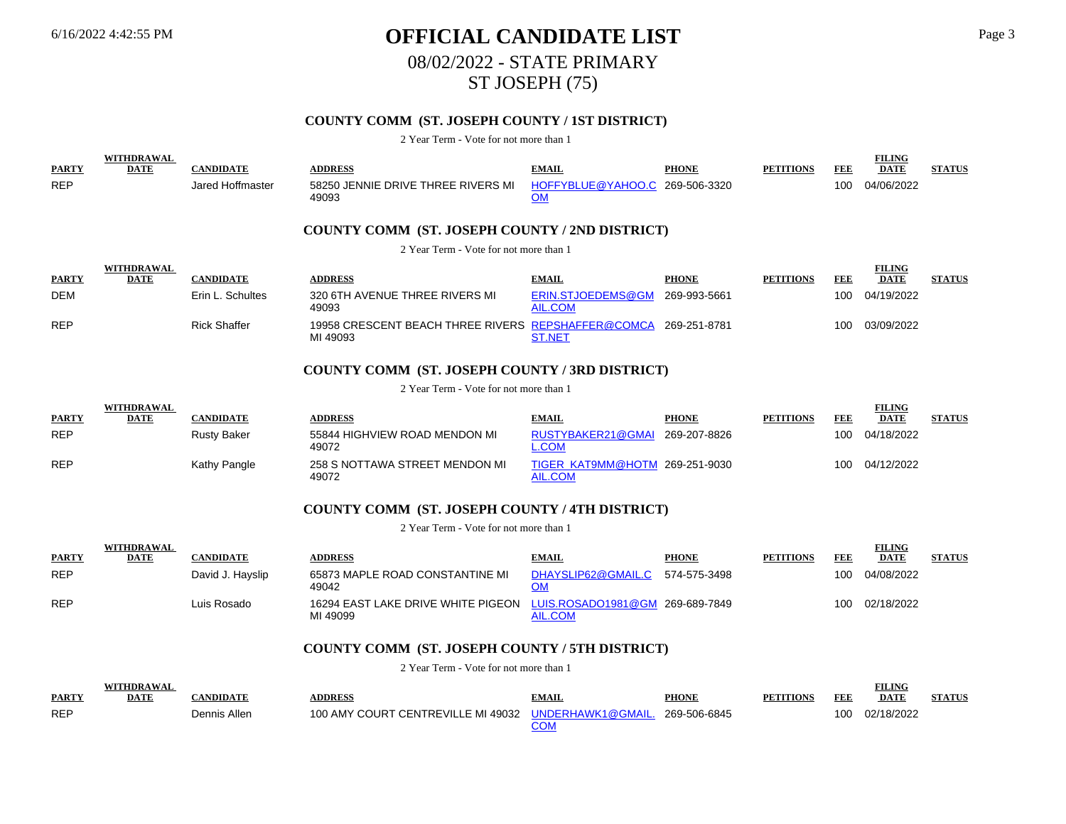# OFFICIAL CANDIDATE LIST

## 08/02/2022 - STATE PRIMARY

## ST JOSEPH (75)

### COUNTY COMM (ST. JOSEPH COUNTY / 1ST DISTRICT)

2 Year Term - Vote for not more than 1

| PARTY | WITHDRAWAL DATE | CANDIDATE | ADDRESS | EMAIL | PHONE | PETITIONS | FEE | FILING DATE | STATUS |
|---|---|---|---|---|---|---|---|---|---|
| REP | | Jared Hoffmaster | 58250 JENNIE DRIVE THREE RIVERS MI 49093 | HOFFYBLUE@YAHOO.COM | 269-506-3320 | | 100 | 04/06/2022 | |

### COUNTY COMM (ST. JOSEPH COUNTY / 2ND DISTRICT)

2 Year Term - Vote for not more than 1

| PARTY | WITHDRAWAL DATE | CANDIDATE | ADDRESS | EMAIL | PHONE | PETITIONS | FEE | FILING DATE | STATUS |
|---|---|---|---|---|---|---|---|---|---|
| DEM | | Erin L. Schultes | 320 6TH AVENUE THREE RIVERS MI 49093 | ERIN.STJOEDEMS@GMAIL.COM | 269-993-5661 | | 100 | 04/19/2022 | |
| REP | | Rick Shaffer | 19958 CRESCENT BEACH THREE RIVERS MI 49093 | REPSHAFFER@COMCAST.NET | 269-251-8781 | | 100 | 03/09/2022 | |

### COUNTY COMM (ST. JOSEPH COUNTY / 3RD DISTRICT)

2 Year Term - Vote for not more than 1

| PARTY | WITHDRAWAL DATE | CANDIDATE | ADDRESS | EMAIL | PHONE | PETITIONS | FEE | FILING DATE | STATUS |
|---|---|---|---|---|---|---|---|---|---|
| REP | | Rusty Baker | 55844 HIGHVIEW ROAD MENDON MI 49072 | RUSTYBAKER21@GMAIL.COM | 269-207-8826 | | 100 | 04/18/2022 | |
| REP | | Kathy Pangle | 258 S NOTTAWA STREET MENDON MI 49072 | TIGER_KAT9MM@HOTMAIL.COM | 269-251-9030 | | 100 | 04/12/2022 | |

### COUNTY COMM (ST. JOSEPH COUNTY / 4TH DISTRICT)

2 Year Term - Vote for not more than 1

| PARTY | WITHDRAWAL DATE | CANDIDATE | ADDRESS | EMAIL | PHONE | PETITIONS | FEE | FILING DATE | STATUS |
|---|---|---|---|---|---|---|---|---|---|
| REP | | David J. Hayslip | 65873 MAPLE ROAD CONSTANTINE MI 49042 | DHAYSLIP62@GMAIL.COM | 574-575-3498 | | 100 | 04/08/2022 | |
| REP | | Luis Rosado | 16294 EAST LAKE DRIVE WHITE PIGEON MI 49099 | LUIS.ROSADO1981@GMAIL.COM | 269-689-7849 | | 100 | 02/18/2022 | |

### COUNTY COMM (ST. JOSEPH COUNTY / 5TH DISTRICT)

2 Year Term - Vote for not more than 1

| PARTY | WITHDRAWAL DATE | CANDIDATE | ADDRESS | EMAIL | PHONE | PETITIONS | FEE | FILING DATE | STATUS |
|---|---|---|---|---|---|---|---|---|---|
| REP | | Dennis Allen | 100 AMY COURT CENTREVILLE MI 49032 | UNDERHAWK1@GMAIL.COM | 269-506-6845 | | 100 | 02/18/2022 | |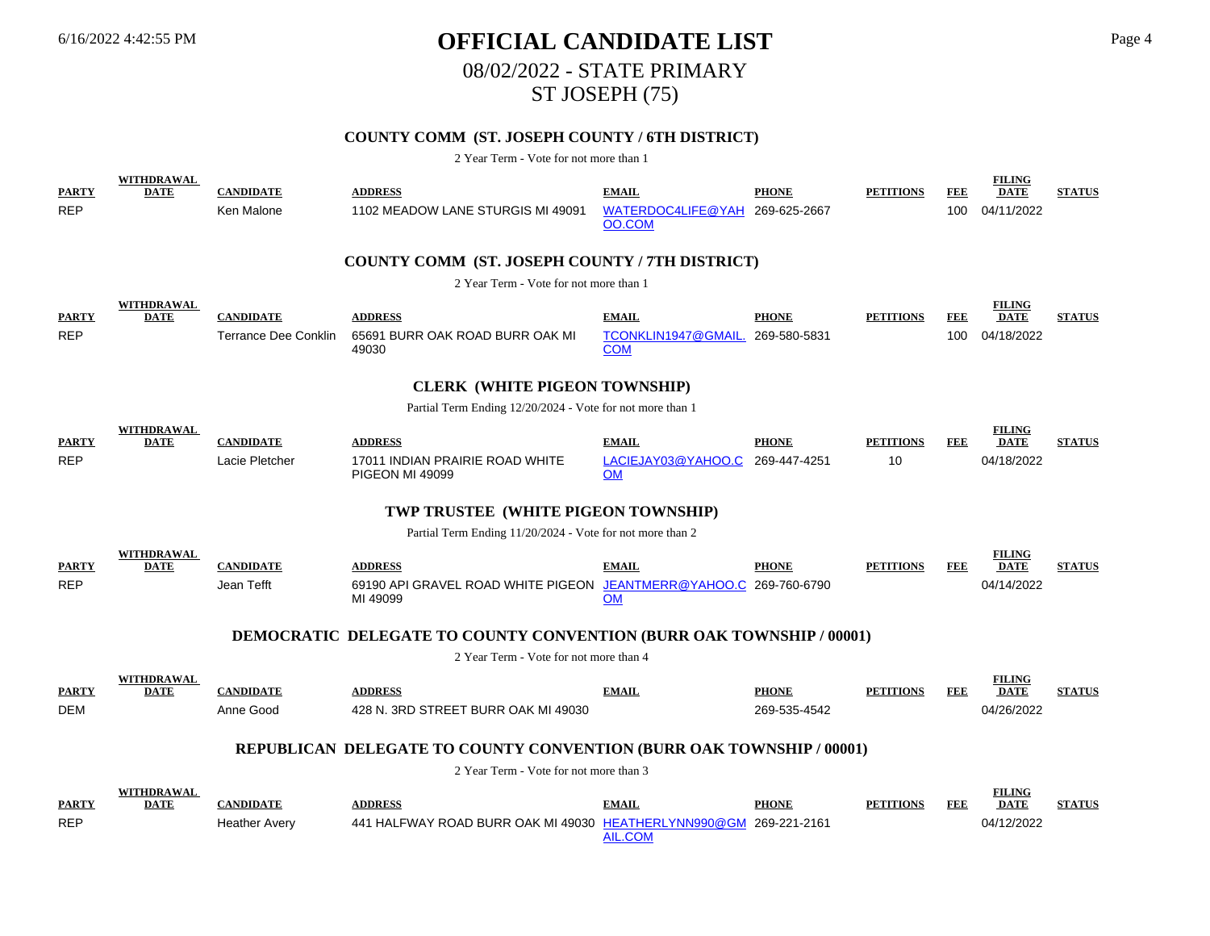# OFFICIAL CANDIDATE LIST

## 08/02/2022 - STATE PRIMARY

## ST JOSEPH (75)

### COUNTY COMM (ST. JOSEPH COUNTY / 6TH DISTRICT)

2 Year Term - Vote for not more than 1

| PARTY | WITHDRAWAL DATE | CANDIDATE | ADDRESS | EMAIL | PHONE | PETITIONS | FEE | FILING DATE | STATUS |
|---|---|---|---|---|---|---|---|---|---|
| REP | | Ken Malone | 1102 MEADOW LANE STURGIS MI 49091 | WATERDOC4LIFE@YAHOO.COM | 269-625-2667 | | 100 | 04/11/2022 | |

### COUNTY COMM (ST. JOSEPH COUNTY / 7TH DISTRICT)

2 Year Term - Vote for not more than 1

| PARTY | WITHDRAWAL DATE | CANDIDATE | ADDRESS | EMAIL | PHONE | PETITIONS | FEE | FILING DATE | STATUS |
|---|---|---|---|---|---|---|---|---|---|
| REP | | Terrance Dee Conklin | 65691 BURR OAK ROAD BURR OAK MI 49030 | TCONKLIN1947@GMAIL.COM | 269-580-5831 | | 100 | 04/18/2022 | |

### CLERK (WHITE PIGEON TOWNSHIP)

Partial Term Ending 12/20/2024 - Vote for not more than 1

| PARTY | WITHDRAWAL DATE | CANDIDATE | ADDRESS | EMAIL | PHONE | PETITIONS | FEE | FILING DATE | STATUS |
|---|---|---|---|---|---|---|---|---|---|
| REP | | Lacie Pletcher | 17011 INDIAN PRAIRIE ROAD WHITE PIGEON MI 49099 | LACIEJAY03@YAHOO.COM | 269-447-4251 | 10 | | 04/18/2022 | |

### TWP TRUSTEE (WHITE PIGEON TOWNSHIP)

Partial Term Ending 11/20/2024 - Vote for not more than 2

| PARTY | WITHDRAWAL DATE | CANDIDATE | ADDRESS | EMAIL | PHONE | PETITIONS | FEE | FILING DATE | STATUS |
|---|---|---|---|---|---|---|---|---|---|
| REP | | Jean Tefft | 69190 API GRAVEL ROAD WHITE PIGEON MI 49099 | JEANTMERR@YAHOO.COM | 269-760-6790 | | | 04/14/2022 | |

### DEMOCRATIC DELEGATE TO COUNTY CONVENTION (BURR OAK TOWNSHIP / 00001)

2 Year Term - Vote for not more than 4

| PARTY | WITHDRAWAL DATE | CANDIDATE | ADDRESS | EMAIL | PHONE | PETITIONS | FEE | FILING DATE | STATUS |
|---|---|---|---|---|---|---|---|---|---|
| DEM | | Anne Good | 428 N. 3RD STREET BURR OAK MI 49030 | | 269-535-4542 | | | 04/26/2022 | |

### REPUBLICAN DELEGATE TO COUNTY CONVENTION (BURR OAK TOWNSHIP / 00001)

2 Year Term - Vote for not more than 3

| PARTY | WITHDRAWAL DATE | CANDIDATE | ADDRESS | EMAIL | PHONE | PETITIONS | FEE | FILING DATE | STATUS |
|---|---|---|---|---|---|---|---|---|---|
| REP | | Heather Avery | 441 HALFWAY ROAD BURR OAK MI 49030 | HEATHERLYNN990@GMAIL.COM | 269-221-2161 | | | 04/12/2022 | |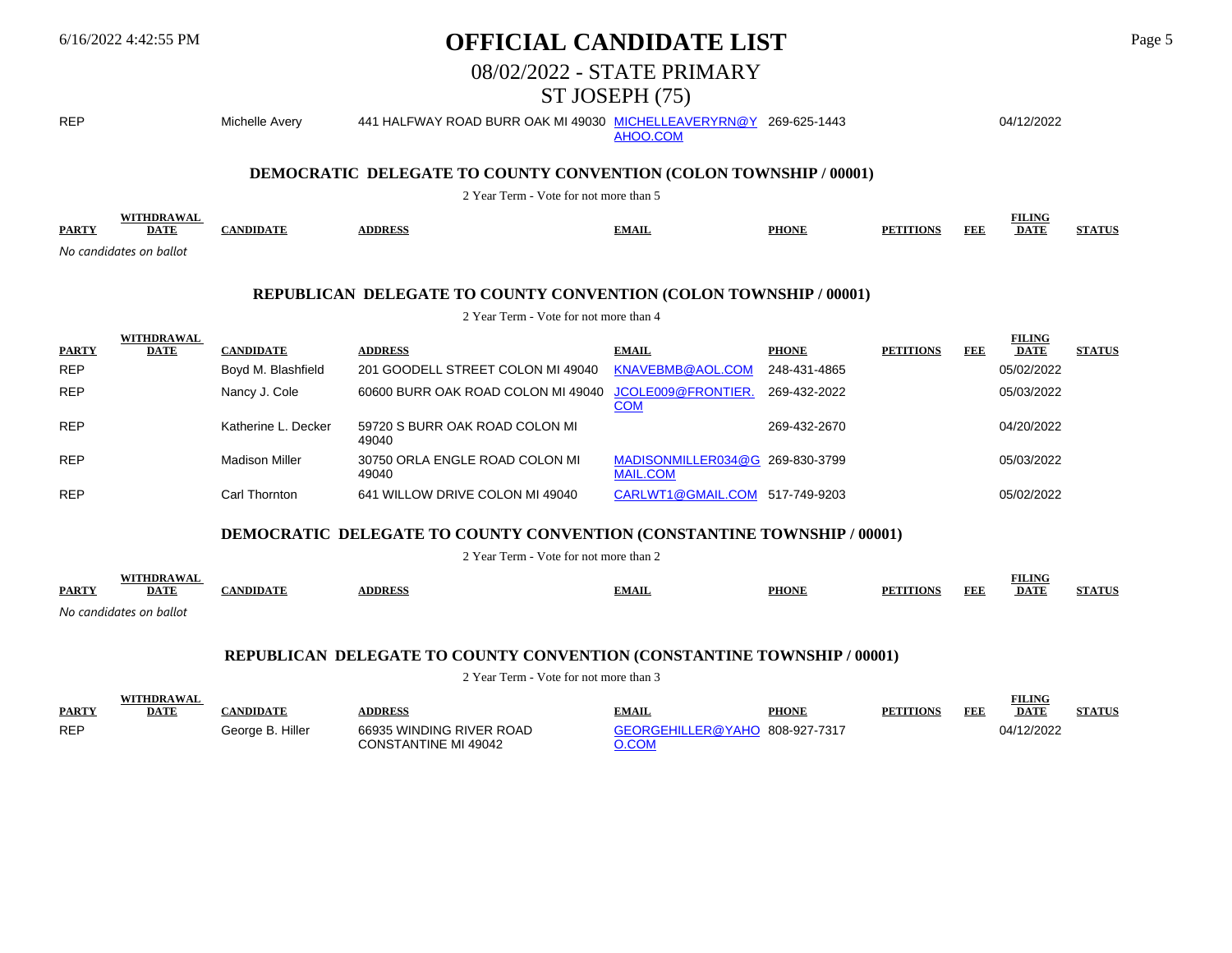# OFFICIAL CANDIDATE LIST

## 08/02/2022 - STATE PRIMARY

## ST JOSEPH (75)

| PARTY | WITHDRAWAL DATE | CANDIDATE | ADDRESS | EMAIL | PHONE | PETITIONS | FEE | FILING DATE | STATUS |
|---|---|---|---|---|---|---|---|---|---|
| REP | | Michelle Avery | 441 HALFWAY ROAD BURR OAK MI 49030 | MICHELLEAVERYRN@YAHOO.COM | 269-625-1443 | | | 04/12/2022 | |

### DEMOCRATIC DELEGATE TO COUNTY CONVENTION (COLON TOWNSHIP / 00001)

2 Year Term - Vote for not more than 5

| PARTY | WITHDRAWAL DATE | CANDIDATE | ADDRESS | EMAIL | PHONE | PETITIONS | FEE | FILING DATE | STATUS |
|---|---|---|---|---|---|---|---|---|---|

*No candidates on ballot*

### REPUBLICAN DELEGATE TO COUNTY CONVENTION (COLON TOWNSHIP / 00001)

2 Year Term - Vote for not more than 4

| PARTY | WITHDRAWAL DATE | CANDIDATE | ADDRESS | EMAIL | PHONE | PETITIONS | FEE | FILING DATE | STATUS |
|---|---|---|---|---|---|---|---|---|---|
| REP | | Boyd M. Blashfield | 201 GOODELL STREET COLON MI 49040 | KNAVEBMB@AOL.COM | 248-431-4865 | | | 05/02/2022 | |
| REP | | Nancy J. Cole | 60600 BURR OAK ROAD COLON MI 49040 | JCOLE009@FRONTIER.COM | 269-432-2022 | | | 05/03/2022 | |
| REP | | Katherine L. Decker | 59720 S BURR OAK ROAD COLON MI 49040 | | 269-432-2670 | | | 04/20/2022 | |
| REP | | Madison Miller | 30750 ORLA ENGLE ROAD COLON MI 49040 | MADISONMILLER034@GMAIL.COM | 269-830-3799 | | | 05/03/2022 | |
| REP | | Carl Thornton | 641 WILLOW DRIVE COLON MI 49040 | CARLWT1@GMAIL.COM | 517-749-9203 | | | 05/02/2022 | |

### DEMOCRATIC DELEGATE TO COUNTY CONVENTION (CONSTANTINE TOWNSHIP / 00001)

2 Year Term - Vote for not more than 2

| PARTY | WITHDRAWAL DATE | CANDIDATE | ADDRESS | EMAIL | PHONE | PETITIONS | FEE | FILING DATE | STATUS |
|---|---|---|---|---|---|---|---|---|---|

*No candidates on ballot*

### REPUBLICAN DELEGATE TO COUNTY CONVENTION (CONSTANTINE TOWNSHIP / 00001)

2 Year Term - Vote for not more than 3

| PARTY | WITHDRAWAL DATE | CANDIDATE | ADDRESS | EMAIL | PHONE | PETITIONS | FEE | FILING DATE | STATUS |
|---|---|---|---|---|---|---|---|---|---|
| REP | | George B. Hiller | 66935 WINDING RIVER ROAD CONSTANTINE MI 49042 | GEORGEHILLER@YAHOO.COM | 808-927-7317 | | | 04/12/2022 | |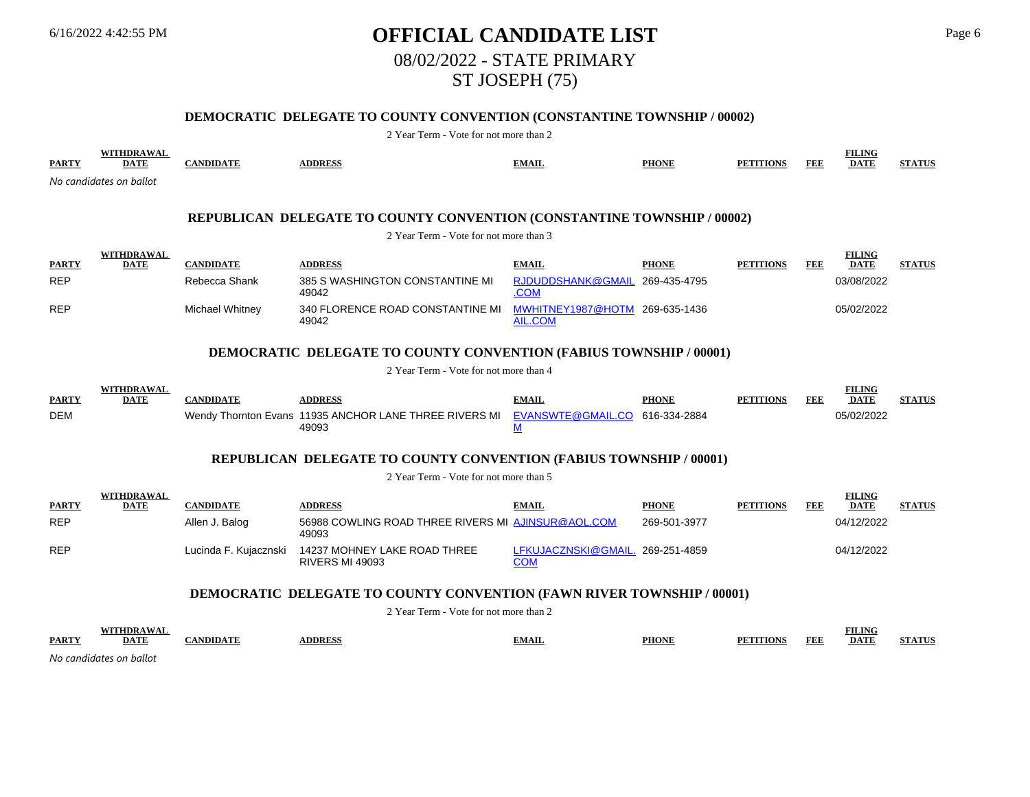# OFFICIAL CANDIDATE LIST

## 08/02/2022 - STATE PRIMARY

## ST JOSEPH (75)

### DEMOCRATIC DELEGATE TO COUNTY CONVENTION (CONSTANTINE TOWNSHIP / 00002)

2 Year Term - Vote for not more than 2

| PARTY | WITHDRAWAL DATE | CANDIDATE | ADDRESS | EMAIL | PHONE | PETITIONS | FEE | FILING DATE | STATUS |
|---|---|---|---|---|---|---|---|---|---|

*No candidates on ballot*

### REPUBLICAN DELEGATE TO COUNTY CONVENTION (CONSTANTINE TOWNSHIP / 00002)

2 Year Term - Vote for not more than 3

| PARTY | WITHDRAWAL DATE | CANDIDATE | ADDRESS | EMAIL | PHONE | PETITIONS | FEE | FILING DATE | STATUS |
|---|---|---|---|---|---|---|---|---|---|
| REP | | Rebecca Shank | 385 S WASHINGTON CONSTANTINE MI 49042 | RJDUDDSHANK@GMAIL.COM | 269-435-4795 | | | 03/08/2022 | |
| REP | | Michael Whitney | 340 FLORENCE ROAD CONSTANTINE MI 49042 | MWHITNEY1987@HOTMAIL.COM | 269-635-1436 | | | 05/02/2022 | |

### DEMOCRATIC DELEGATE TO COUNTY CONVENTION (FABIUS TOWNSHIP / 00001)

2 Year Term - Vote for not more than 4

| PARTY | WITHDRAWAL DATE | CANDIDATE | ADDRESS | EMAIL | PHONE | PETITIONS | FEE | FILING DATE | STATUS |
|---|---|---|---|---|---|---|---|---|---|
| DEM | | Wendy Thornton Evans | 11935 ANCHOR LANE THREE RIVERS MI 49093 | EVANSWTE@GMAIL.COM | 616-334-2884 | | | 05/02/2022 | |

### REPUBLICAN DELEGATE TO COUNTY CONVENTION (FABIUS TOWNSHIP / 00001)

2 Year Term - Vote for not more than 5

| PARTY | WITHDRAWAL DATE | CANDIDATE | ADDRESS | EMAIL | PHONE | PETITIONS | FEE | FILING DATE | STATUS |
|---|---|---|---|---|---|---|---|---|---|
| REP | | Allen J. Balog | 56988 COWLING ROAD THREE RIVERS MI 49093 | AJINSUR@AOL.COM | 269-501-3977 | | | 04/12/2022 | |
| REP | | Lucinda F. Kujacznski | 14237 MOHNEY LAKE ROAD THREE RIVERS MI 49093 | LFKUJACZNSKI@GMAIL.COM | 269-251-4859 | | | 04/12/2022 | |

### DEMOCRATIC DELEGATE TO COUNTY CONVENTION (FAWN RIVER TOWNSHIP / 00001)

2 Year Term - Vote for not more than 2

| PARTY | WITHDRAWAL DATE | CANDIDATE | ADDRESS | EMAIL | PHONE | PETITIONS | FEE | FILING DATE | STATUS |
|---|---|---|---|---|---|---|---|---|---|

*No candidates on ballot*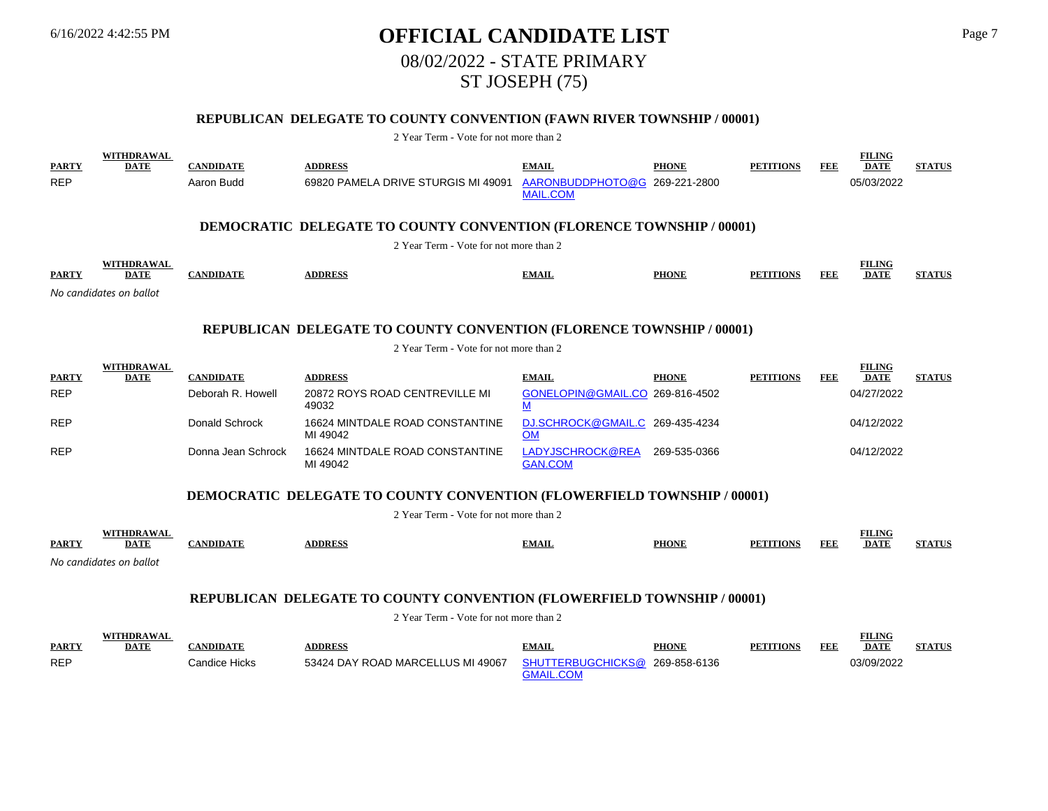# OFFICIAL CANDIDATE LIST

## 08/02/2022 - STATE PRIMARY

## ST JOSEPH (75)

### REPUBLICAN DELEGATE TO COUNTY CONVENTION (FAWN RIVER TOWNSHIP / 00001)

2 Year Term - Vote for not more than 2

| PARTY | WITHDRAWAL DATE | CANDIDATE | ADDRESS | EMAIL | PHONE | PETITIONS | FEE | FILING DATE | STATUS |
|---|---|---|---|---|---|---|---|---|---|
| REP | | Aaron Budd | 69820 PAMELA DRIVE STURGIS MI 49091 | AARONBUDDPHOTO@GMAIL.COM | 269-221-2800 | | | 05/03/2022 | |

### DEMOCRATIC DELEGATE TO COUNTY CONVENTION (FLORENCE TOWNSHIP / 00001)

2 Year Term - Vote for not more than 2

| PARTY | WITHDRAWAL DATE | CANDIDATE | ADDRESS | EMAIL | PHONE | PETITIONS | FEE | FILING DATE | STATUS |
|---|---|---|---|---|---|---|---|---|---|

*No candidates on ballot*

### REPUBLICAN DELEGATE TO COUNTY CONVENTION (FLORENCE TOWNSHIP / 00001)

2 Year Term - Vote for not more than 2

| PARTY | WITHDRAWAL DATE | CANDIDATE | ADDRESS | EMAIL | PHONE | PETITIONS | FEE | FILING DATE | STATUS |
|---|---|---|---|---|---|---|---|---|---|
| REP | | Deborah R. Howell | 20872 ROYS ROAD CENTREVILLE MI 49032 | GONELOPIN@GMAIL.COM | 269-816-4502 | | | 04/27/2022 | |
| REP | | Donald Schrock | 16624 MINTDALE ROAD CONSTANTINE MI 49042 | DJ.SCHROCK@GMAIL.COM | 269-435-4234 | | | 04/12/2022 | |
| REP | | Donna Jean Schrock | 16624 MINTDALE ROAD CONSTANTINE MI 49042 | LADYJSCHROCK@REAGAN.COM | 269-535-0366 | | | 04/12/2022 | |

### DEMOCRATIC DELEGATE TO COUNTY CONVENTION (FLOWERFIELD TOWNSHIP / 00001)

2 Year Term - Vote for not more than 2

| PARTY | WITHDRAWAL DATE | CANDIDATE | ADDRESS | EMAIL | PHONE | PETITIONS | FEE | FILING DATE | STATUS |
|---|---|---|---|---|---|---|---|---|---|

*No candidates on ballot*

### REPUBLICAN DELEGATE TO COUNTY CONVENTION (FLOWERFIELD TOWNSHIP / 00001)

2 Year Term - Vote for not more than 2

| PARTY | WITHDRAWAL DATE | CANDIDATE | ADDRESS | EMAIL | PHONE | PETITIONS | FEE | FILING DATE | STATUS |
|---|---|---|---|---|---|---|---|---|---|
| REP | | Candice Hicks | 53424 DAY ROAD MARCELLUS MI 49067 | SHUTTERBUGCHICKS@GMAIL.COM | 269-858-6136 | | | 03/09/2022 | |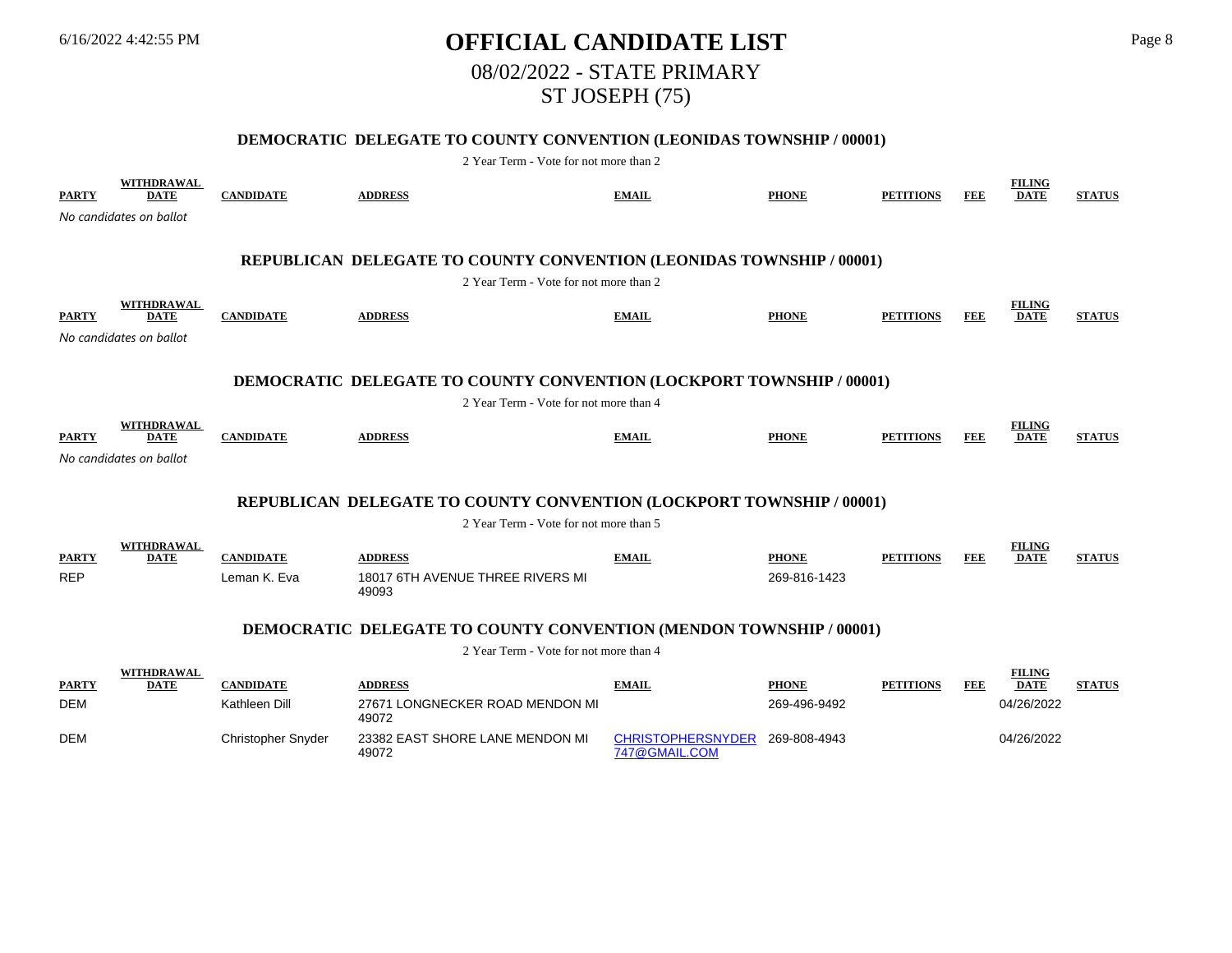# OFFICIAL CANDIDATE LIST

## 08/02/2022 - STATE PRIMARY

## ST JOSEPH (75)

### DEMOCRATIC DELEGATE TO COUNTY CONVENTION (LEONIDAS TOWNSHIP / 00001)

2 Year Term - Vote for not more than 2

| PARTY | WITHDRAWAL DATE | CANDIDATE | ADDRESS | EMAIL | PHONE | PETITIONS | FEE | FILING DATE | STATUS |
|---|---|---|---|---|---|---|---|---|---|

*No candidates on ballot*

### REPUBLICAN DELEGATE TO COUNTY CONVENTION (LEONIDAS TOWNSHIP / 00001)

2 Year Term - Vote for not more than 2

| PARTY | WITHDRAWAL DATE | CANDIDATE | ADDRESS | EMAIL | PHONE | PETITIONS | FEE | FILING DATE | STATUS |
|---|---|---|---|---|---|---|---|---|---|

*No candidates on ballot*

### DEMOCRATIC DELEGATE TO COUNTY CONVENTION (LOCKPORT TOWNSHIP / 00001)

2 Year Term - Vote for not more than 4

| PARTY | WITHDRAWAL DATE | CANDIDATE | ADDRESS | EMAIL | PHONE | PETITIONS | FEE | FILING DATE | STATUS |
|---|---|---|---|---|---|---|---|---|---|

*No candidates on ballot*

### REPUBLICAN DELEGATE TO COUNTY CONVENTION (LOCKPORT TOWNSHIP / 00001)

2 Year Term - Vote for not more than 5

| PARTY | WITHDRAWAL DATE | CANDIDATE | ADDRESS | EMAIL | PHONE | PETITIONS | FEE | FILING DATE | STATUS |
|---|---|---|---|---|---|---|---|---|---|
| REP | | Leman K. Eva | 18017 6TH AVENUE THREE RIVERS MI 49093 | | 269-816-1423 | | | | |

### DEMOCRATIC DELEGATE TO COUNTY CONVENTION (MENDON TOWNSHIP / 00001)

2 Year Term - Vote for not more than 4

| PARTY | WITHDRAWAL DATE | CANDIDATE | ADDRESS | EMAIL | PHONE | PETITIONS | FEE | FILING DATE | STATUS |
|---|---|---|---|---|---|---|---|---|---|
| DEM | | Kathleen Dill | 27671 LONGNECKER ROAD MENDON MI 49072 | | 269-496-9492 | | | 04/26/2022 | |
| DEM | | Christopher Snyder | 23382 EAST SHORE LANE MENDON MI 49072 | CHRISTOPHERSNYDER747@GMAIL.COM | 269-808-4943 | | | 04/26/2022 | |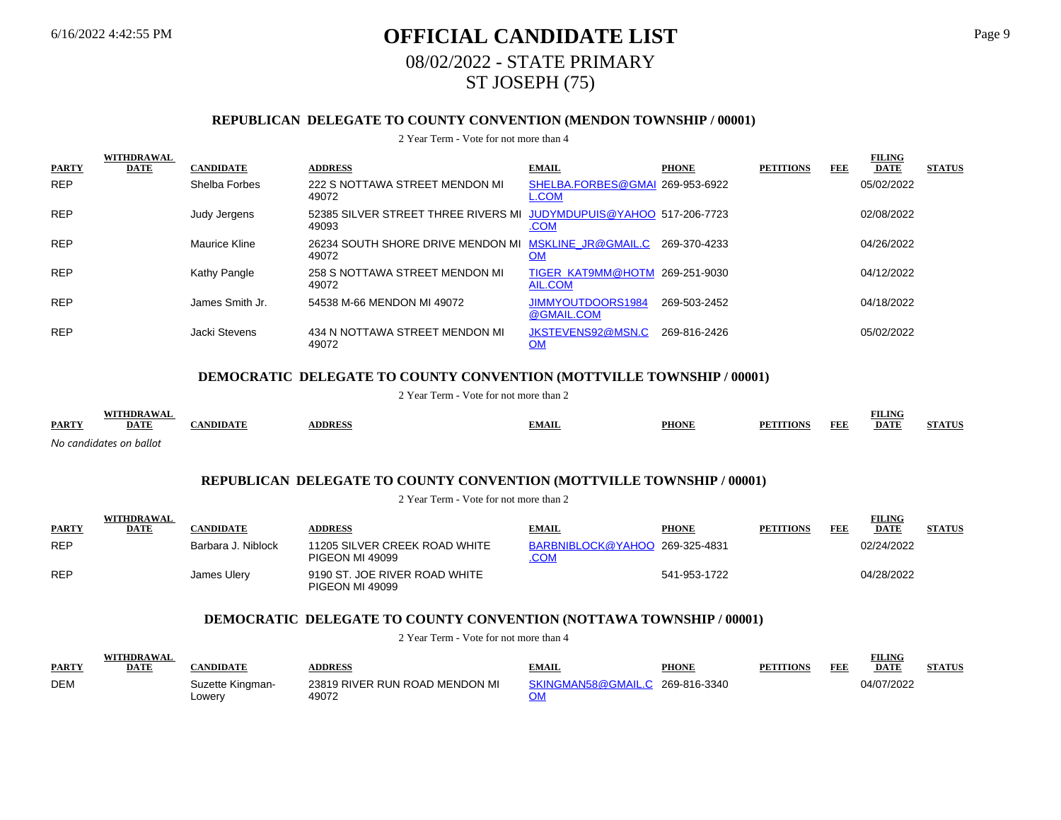# OFFICIAL CANDIDATE LIST

## 08/02/2022 - STATE PRIMARY

## ST JOSEPH (75)

### REPUBLICAN DELEGATE TO COUNTY CONVENTION (MENDON TOWNSHIP / 00001)

2 Year Term - Vote for not more than 4

| PARTY | WITHDRAWAL DATE | CANDIDATE | ADDRESS | EMAIL | PHONE | PETITIONS | FEE | FILING DATE | STATUS |
|---|---|---|---|---|---|---|---|---|---|
| REP | | Shelba Forbes | 222 S NOTTAWA STREET MENDON MI 49072 | SHELBA.FORBES@GMAIL.COM | 269-953-6922 | | | 05/02/2022 | |
| REP | | Judy Jergens | 52385 SILVER STREET THREE RIVERS MI 49093 | JUDYMDUPUIS@YAHOO.COM | 517-206-7723 | | | 02/08/2022 | |
| REP | | Maurice Kline | 26234 SOUTH SHORE DRIVE MENDON MI 49072 | MSKLINE_JR@GMAIL.COM | 269-370-4233 | | | 04/26/2022 | |
| REP | | Kathy Pangle | 258 S NOTTAWA STREET MENDON MI 49072 | TIGER_KAT9MM@HOTMAIL.COM | 269-251-9030 | | | 04/12/2022 | |
| REP | | James Smith Jr. | 54538 M-66 MENDON MI 49072 | JIMMYOUTDOORS1984@GMAIL.COM | 269-503-2452 | | | 04/18/2022 | |
| REP | | Jacki Stevens | 434 N NOTTAWA STREET MENDON MI 49072 | JKSTEVENS92@MSN.COM | 269-816-2426 | | | 05/02/2022 | |

### DEMOCRATIC DELEGATE TO COUNTY CONVENTION (MOTTVILLE TOWNSHIP / 00001)

2 Year Term - Vote for not more than 2

| PARTY | WITHDRAWAL DATE | CANDIDATE | ADDRESS | EMAIL | PHONE | PETITIONS | FEE | FILING DATE | STATUS |
|---|---|---|---|---|---|---|---|---|---|

*No candidates on ballot*

### REPUBLICAN DELEGATE TO COUNTY CONVENTION (MOTTVILLE TOWNSHIP / 00001)

2 Year Term - Vote for not more than 2

| PARTY | WITHDRAWAL DATE | CANDIDATE | ADDRESS | EMAIL | PHONE | PETITIONS | FEE | FILING DATE | STATUS |
|---|---|---|---|---|---|---|---|---|---|
| REP | | Barbara J. Niblock | 11205 SILVER CREEK ROAD WHITE PIGEON MI 49099 | BARBNIBLOCK@YAHOO.COM | 269-325-4831 | | | 02/24/2022 | |
| REP | | James Ulery | 9190 ST. JOE RIVER ROAD WHITE PIGEON MI 49099 | | 541-953-1722 | | | 04/28/2022 | |

### DEMOCRATIC DELEGATE TO COUNTY CONVENTION (NOTTAWA TOWNSHIP / 00001)

2 Year Term - Vote for not more than 4

| PARTY | WITHDRAWAL DATE | CANDIDATE | ADDRESS | EMAIL | PHONE | PETITIONS | FEE | FILING DATE | STATUS |
|---|---|---|---|---|---|---|---|---|---|
| DEM | | Suzette Kingman-Lowery | 23819 RIVER RUN ROAD MENDON MI 49072 | SKINGMAN58@GMAIL.COM | 269-816-3340 | | | 04/07/2022 | |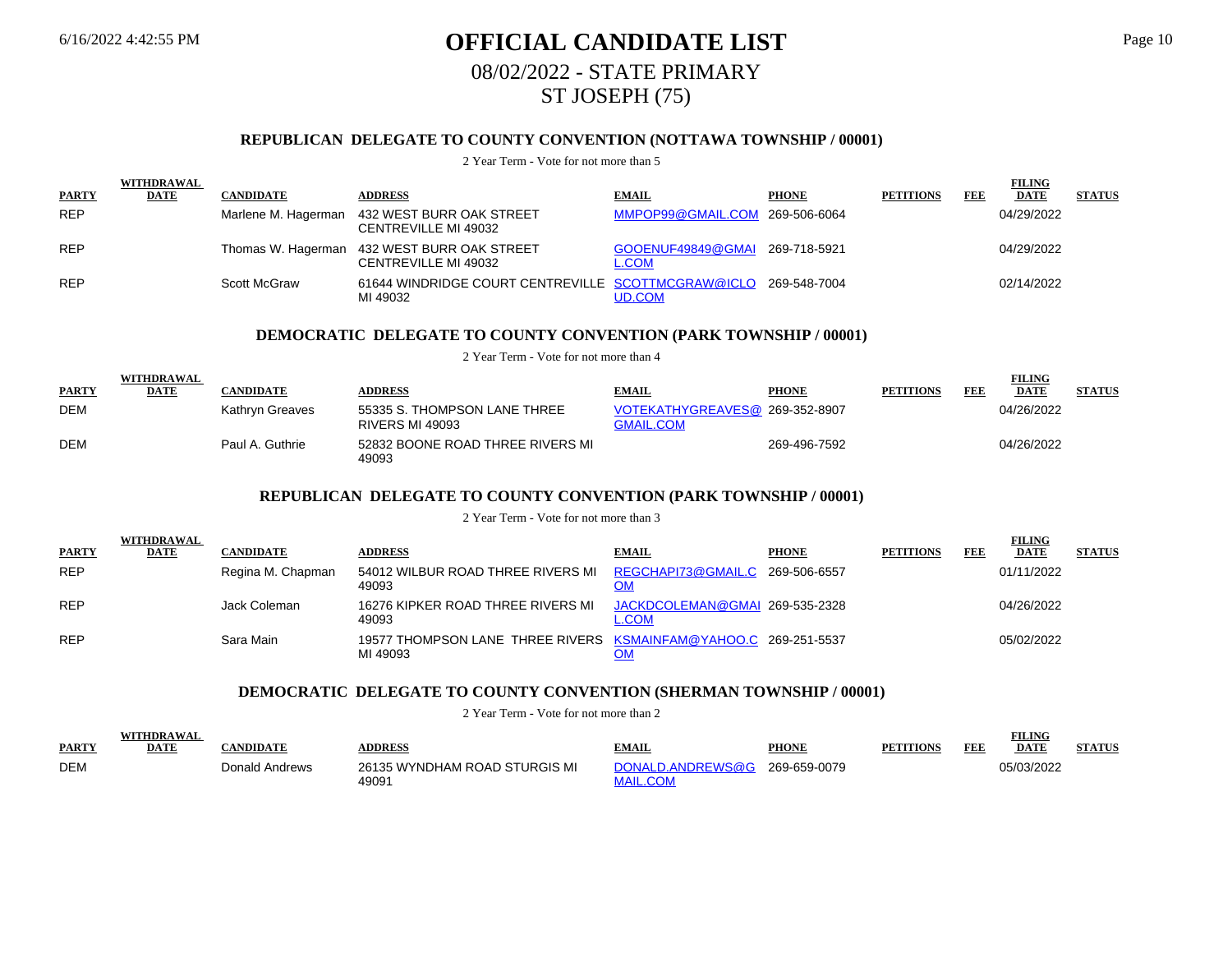# OFFICIAL CANDIDATE LIST

## 08/02/2022 - STATE PRIMARY

## ST JOSEPH (75)

### REPUBLICAN DELEGATE TO COUNTY CONVENTION (NOTTAWA TOWNSHIP / 00001)

2 Year Term - Vote for not more than 5

| PARTY | WITHDRAWAL DATE | CANDIDATE | ADDRESS | EMAIL | PHONE | PETITIONS | FEE | FILING DATE | STATUS |
|---|---|---|---|---|---|---|---|---|---|
| REP | | Marlene M. Hagerman | 432 WEST BURR OAK STREET CENTREVILLE MI 49032 | MMPOP99@GMAIL.COM | 269-506-6064 | | | 04/29/2022 | |
| REP | | Thomas W. Hagerman | 432 WEST BURR OAK STREET CENTREVILLE MI 49032 | GOOENUF49849@GMAIL.COM | 269-718-5921 | | | 04/29/2022 | |
| REP | | Scott McGraw | 61644 WINDRIDGE COURT CENTREVILLE MI 49032 | SCOTTMCGRAW@ICLOUD.COM | 269-548-7004 | | | 02/14/2022 | |

### DEMOCRATIC DELEGATE TO COUNTY CONVENTION (PARK TOWNSHIP / 00001)

2 Year Term - Vote for not more than 4

| PARTY | WITHDRAWAL DATE | CANDIDATE | ADDRESS | EMAIL | PHONE | PETITIONS | FEE | FILING DATE | STATUS |
|---|---|---|---|---|---|---|---|---|---|
| DEM | | Kathryn Greaves | 55335 S. THOMPSON LANE THREE RIVERS MI 49093 | VOTEKATHYGREAVES@GMAIL.COM | 269-352-8907 | | | 04/26/2022 | |
| DEM | | Paul A. Guthrie | 52832 BOONE ROAD THREE RIVERS MI 49093 | | 269-496-7592 | | | 04/26/2022 | |

### REPUBLICAN DELEGATE TO COUNTY CONVENTION (PARK TOWNSHIP / 00001)

2 Year Term - Vote for not more than 3

| PARTY | WITHDRAWAL DATE | CANDIDATE | ADDRESS | EMAIL | PHONE | PETITIONS | FEE | FILING DATE | STATUS |
|---|---|---|---|---|---|---|---|---|---|
| REP | | Regina M. Chapman | 54012 WILBUR ROAD THREE RIVERS MI 49093 | REGCHAPI73@GMAIL.COM | 269-506-6557 | | | 01/11/2022 | |
| REP | | Jack Coleman | 16276 KIPKER ROAD THREE RIVERS MI 49093 | JACKDCOLEMAN@GMAIL.COM | 269-535-2328 | | | 04/26/2022 | |
| REP | | Sara Main | 19577 THOMPSON LANE THREE RIVERS MI 49093 | KSMAINFAM@YAHOO.COM | 269-251-5537 | | | 05/02/2022 | |

### DEMOCRATIC DELEGATE TO COUNTY CONVENTION (SHERMAN TOWNSHIP / 00001)

2 Year Term - Vote for not more than 2

| PARTY | WITHDRAWAL DATE | CANDIDATE | ADDRESS | EMAIL | PHONE | PETITIONS | FEE | FILING DATE | STATUS |
|---|---|---|---|---|---|---|---|---|---|
| DEM | | Donald Andrews | 26135 WYNDHAM ROAD STURGIS MI 49091 | DONALD.ANDREWS@GMAIL.COM | 269-659-0079 | | | 05/03/2022 | |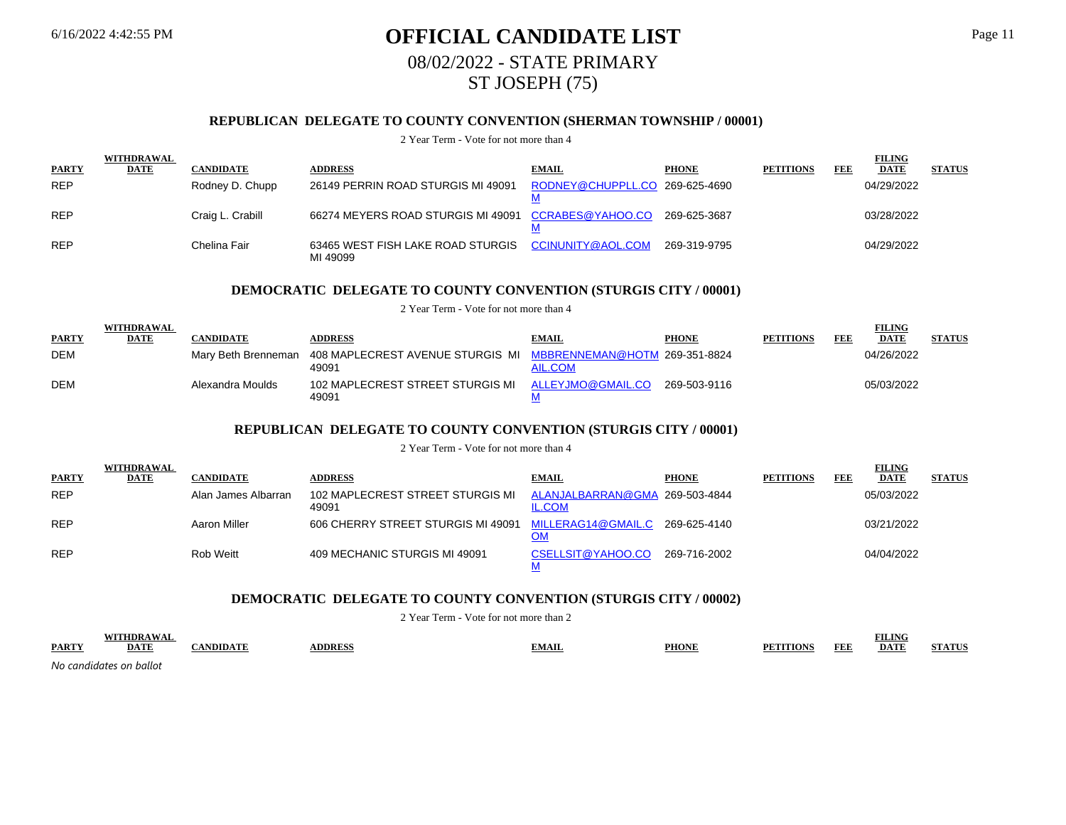# OFFICIAL CANDIDATE LIST

## 08/02/2022 - STATE PRIMARY

## ST JOSEPH (75)

### REPUBLICAN DELEGATE TO COUNTY CONVENTION (SHERMAN TOWNSHIP / 00001)

2 Year Term - Vote for not more than 4

| PARTY | WITHDRAWAL DATE | CANDIDATE | ADDRESS | EMAIL | PHONE | PETITIONS | FEE | FILING DATE | STATUS |
|---|---|---|---|---|---|---|---|---|---|
| REP | | Rodney D. Chupp | 26149 PERRIN ROAD STURGIS MI 49091 | RODNEY@CHUPPLL.COM | 269-625-4690 | | | 04/29/2022 | |
| REP | | Craig L. Crabill | 66274 MEYERS ROAD STURGIS MI 49091 | CCRABES@YAHOO.COM | 269-625-3687 | | | 03/28/2022 | |
| REP | | Chelina Fair | 63465 WEST FISH LAKE ROAD STURGIS MI 49099 | CCINUNITY@AOL.COM | 269-319-9795 | | | 04/29/2022 | |

### DEMOCRATIC DELEGATE TO COUNTY CONVENTION (STURGIS CITY / 00001)

2 Year Term - Vote for not more than 4

| PARTY | WITHDRAWAL DATE | CANDIDATE | ADDRESS | EMAIL | PHONE | PETITIONS | FEE | FILING DATE | STATUS |
|---|---|---|---|---|---|---|---|---|---|
| DEM | | Mary Beth Brenneman | 408 MAPLECREST AVENUE STURGIS MI 49091 | MBBRENNEMAN@HOTMAIL.COM | 269-351-8824 | | | 04/26/2022 | |
| DEM | | Alexandra Moulds | 102 MAPLECREST STREET STURGIS MI 49091 | ALLEYJMO@GMAIL.COM | 269-503-9116 | | | 05/03/2022 | |

### REPUBLICAN DELEGATE TO COUNTY CONVENTION (STURGIS CITY / 00001)

2 Year Term - Vote for not more than 4

| PARTY | WITHDRAWAL DATE | CANDIDATE | ADDRESS | EMAIL | PHONE | PETITIONS | FEE | FILING DATE | STATUS |
|---|---|---|---|---|---|---|---|---|---|
| REP | | Alan James Albarran | 102 MAPLECREST STREET STURGIS MI 49091 | ALANJALBARRAN@GMAIL.COM | 269-503-4844 | | | 05/03/2022 | |
| REP | | Aaron Miller | 606 CHERRY STREET STURGIS MI 49091 | MILLERAG14@GMAIL.COM | 269-625-4140 | | | 03/21/2022 | |
| REP | | Rob Weitt | 409 MECHANIC STURGIS MI 49091 | CSELLSIT@YAHOO.COM | 269-716-2002 | | | 04/04/2022 | |

### DEMOCRATIC DELEGATE TO COUNTY CONVENTION (STURGIS CITY / 00002)

2 Year Term - Vote for not more than 2

| PARTY | WITHDRAWAL DATE | CANDIDATE | ADDRESS | EMAIL | PHONE | PETITIONS | FEE | FILING DATE | STATUS |
|---|---|---|---|---|---|---|---|---|---|

*No candidates on ballot*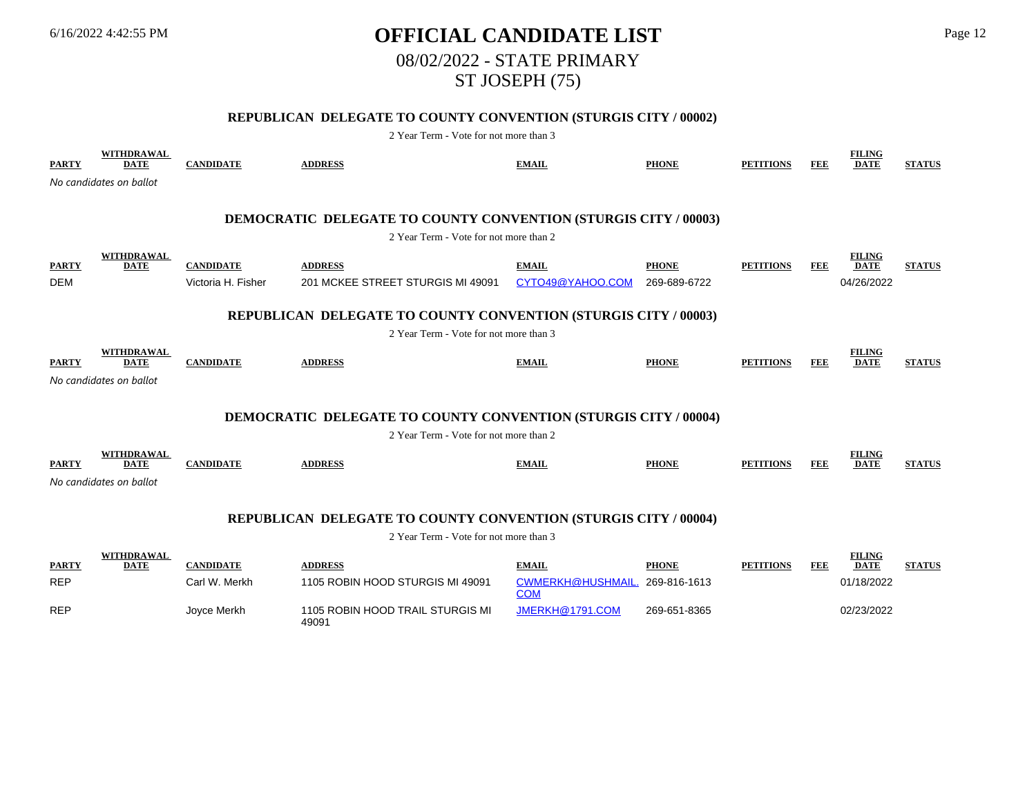# OFFICIAL CANDIDATE LIST

## 08/02/2022 - STATE PRIMARY

## ST JOSEPH (75)

### REPUBLICAN DELEGATE TO COUNTY CONVENTION (STURGIS CITY / 00002)

2 Year Term - Vote for not more than 3

| PARTY | WITHDRAWAL DATE | CANDIDATE | ADDRESS | EMAIL | PHONE | PETITIONS | FEE | FILING DATE | STATUS |
|---|---|---|---|---|---|---|---|---|---|

*No candidates on ballot*

### DEMOCRATIC DELEGATE TO COUNTY CONVENTION (STURGIS CITY / 00003)

2 Year Term - Vote for not more than 2

| PARTY | WITHDRAWAL DATE | CANDIDATE | ADDRESS | EMAIL | PHONE | PETITIONS | FEE | FILING DATE | STATUS |
|---|---|---|---|---|---|---|---|---|---|
| DEM | | Victoria H. Fisher | 201 MCKEE STREET STURGIS MI 49091 | CYTO49@YAHOO.COM | 269-689-6722 | | | 04/26/2022 | |

### REPUBLICAN DELEGATE TO COUNTY CONVENTION (STURGIS CITY / 00003)

2 Year Term - Vote for not more than 3

| PARTY | WITHDRAWAL DATE | CANDIDATE | ADDRESS | EMAIL | PHONE | PETITIONS | FEE | FILING DATE | STATUS |
|---|---|---|---|---|---|---|---|---|---|

*No candidates on ballot*

### DEMOCRATIC DELEGATE TO COUNTY CONVENTION (STURGIS CITY / 00004)

2 Year Term - Vote for not more than 2

| PARTY | WITHDRAWAL DATE | CANDIDATE | ADDRESS | EMAIL | PHONE | PETITIONS | FEE | FILING DATE | STATUS |
|---|---|---|---|---|---|---|---|---|---|

*No candidates on ballot*

### REPUBLICAN DELEGATE TO COUNTY CONVENTION (STURGIS CITY / 00004)

2 Year Term - Vote for not more than 3

| PARTY | WITHDRAWAL DATE | CANDIDATE | ADDRESS | EMAIL | PHONE | PETITIONS | FEE | FILING DATE | STATUS |
|---|---|---|---|---|---|---|---|---|---|
| REP | | Carl W. Merkh | 1105 ROBIN HOOD STURGIS MI 49091 | CWMERKH@HUSHMAIL.COM | 269-816-1613 | | | 01/18/2022 | |
| REP | | Joyce Merkh | 1105 ROBIN HOOD TRAIL STURGIS MI 49091 | JMERKH@1791.COM | 269-651-8365 | | | 02/23/2022 | |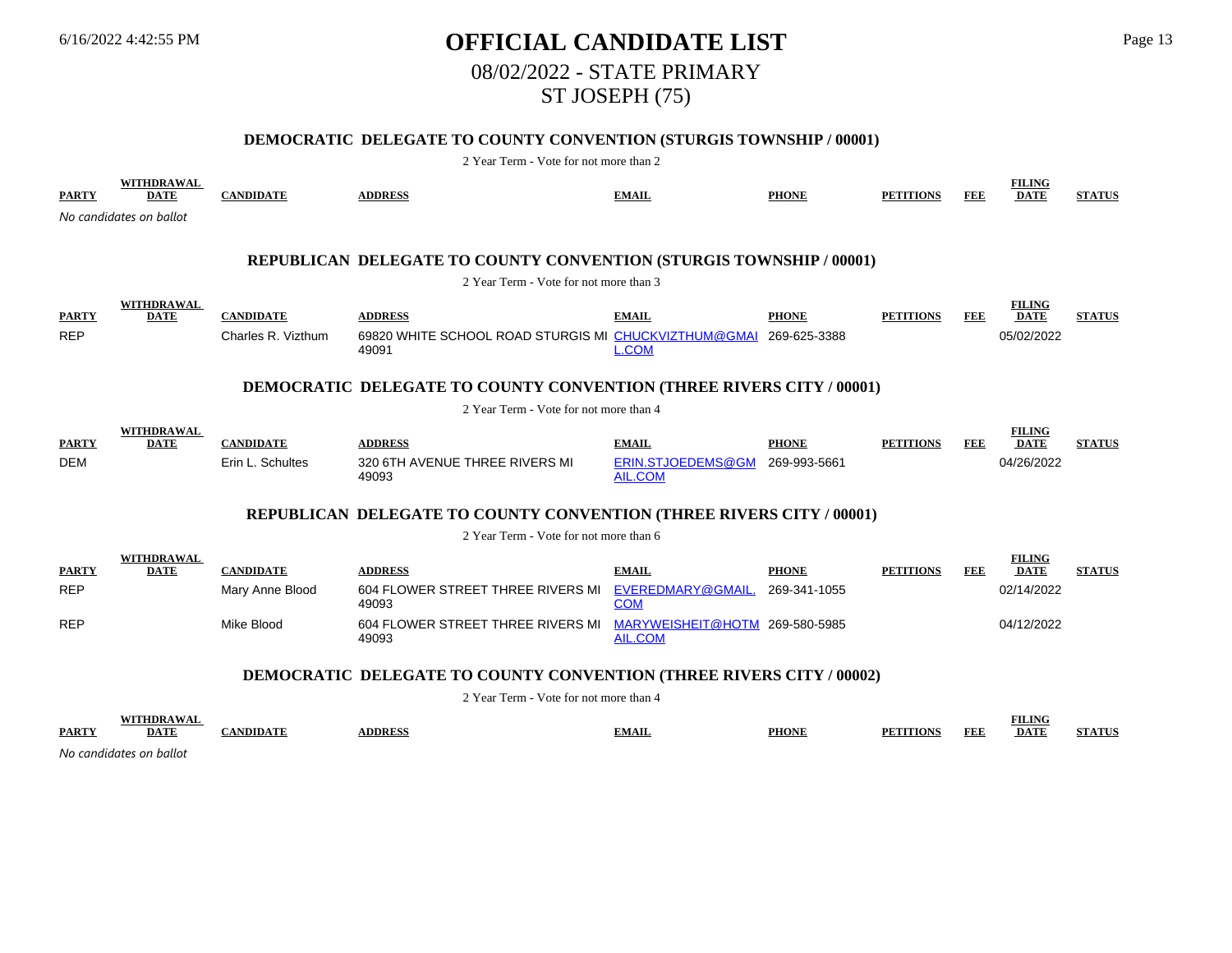# OFFICIAL CANDIDATE LIST

## 08/02/2022 - STATE PRIMARY

## ST JOSEPH (75)

### DEMOCRATIC DELEGATE TO COUNTY CONVENTION (STURGIS TOWNSHIP / 00001)

2 Year Term - Vote for not more than 2

| PARTY | WITHDRAWAL DATE | CANDIDATE | ADDRESS | EMAIL | PHONE | PETITIONS | FEE | FILING DATE | STATUS |
|---|---|---|---|---|---|---|---|---|---|

*No candidates on ballot*

### REPUBLICAN DELEGATE TO COUNTY CONVENTION (STURGIS TOWNSHIP / 00001)

2 Year Term - Vote for not more than 3

| PARTY | WITHDRAWAL DATE | CANDIDATE | ADDRESS | EMAIL | PHONE | PETITIONS | FEE | FILING DATE | STATUS |
|---|---|---|---|---|---|---|---|---|---|
| REP | | Charles R. Vizthum | 69820 WHITE SCHOOL ROAD STURGIS MI 49091 | CHUCKVIZTHUM@GMAIL.COM | 269-625-3388 | | | 05/02/2022 | |

### DEMOCRATIC DELEGATE TO COUNTY CONVENTION (THREE RIVERS CITY / 00001)

2 Year Term - Vote for not more than 4

| PARTY | WITHDRAWAL DATE | CANDIDATE | ADDRESS | EMAIL | PHONE | PETITIONS | FEE | FILING DATE | STATUS |
|---|---|---|---|---|---|---|---|---|---|
| DEM | | Erin L. Schultes | 320 6TH AVENUE THREE RIVERS MI 49093 | ERIN.STJOEDEMS@GMAIL.COM | 269-993-5661 | | | 04/26/2022 | |

### REPUBLICAN DELEGATE TO COUNTY CONVENTION (THREE RIVERS CITY / 00001)

2 Year Term - Vote for not more than 6

| PARTY | WITHDRAWAL DATE | CANDIDATE | ADDRESS | EMAIL | PHONE | PETITIONS | FEE | FILING DATE | STATUS |
|---|---|---|---|---|---|---|---|---|---|
| REP | | Mary Anne Blood | 604 FLOWER STREET THREE RIVERS MI 49093 | EVEREDMARY@GMAIL.COM | 269-341-1055 | | | 02/14/2022 | |
| REP | | Mike Blood | 604 FLOWER STREET THREE RIVERS MI 49093 | MARYWEISHEIT@HOTMAIL.COM | 269-580-5985 | | | 04/12/2022 | |

### DEMOCRATIC DELEGATE TO COUNTY CONVENTION (THREE RIVERS CITY / 00002)

2 Year Term - Vote for not more than 4

| PARTY | WITHDRAWAL DATE | CANDIDATE | ADDRESS | EMAIL | PHONE | PETITIONS | FEE | FILING DATE | STATUS |
|---|---|---|---|---|---|---|---|---|---|

*No candidates on ballot*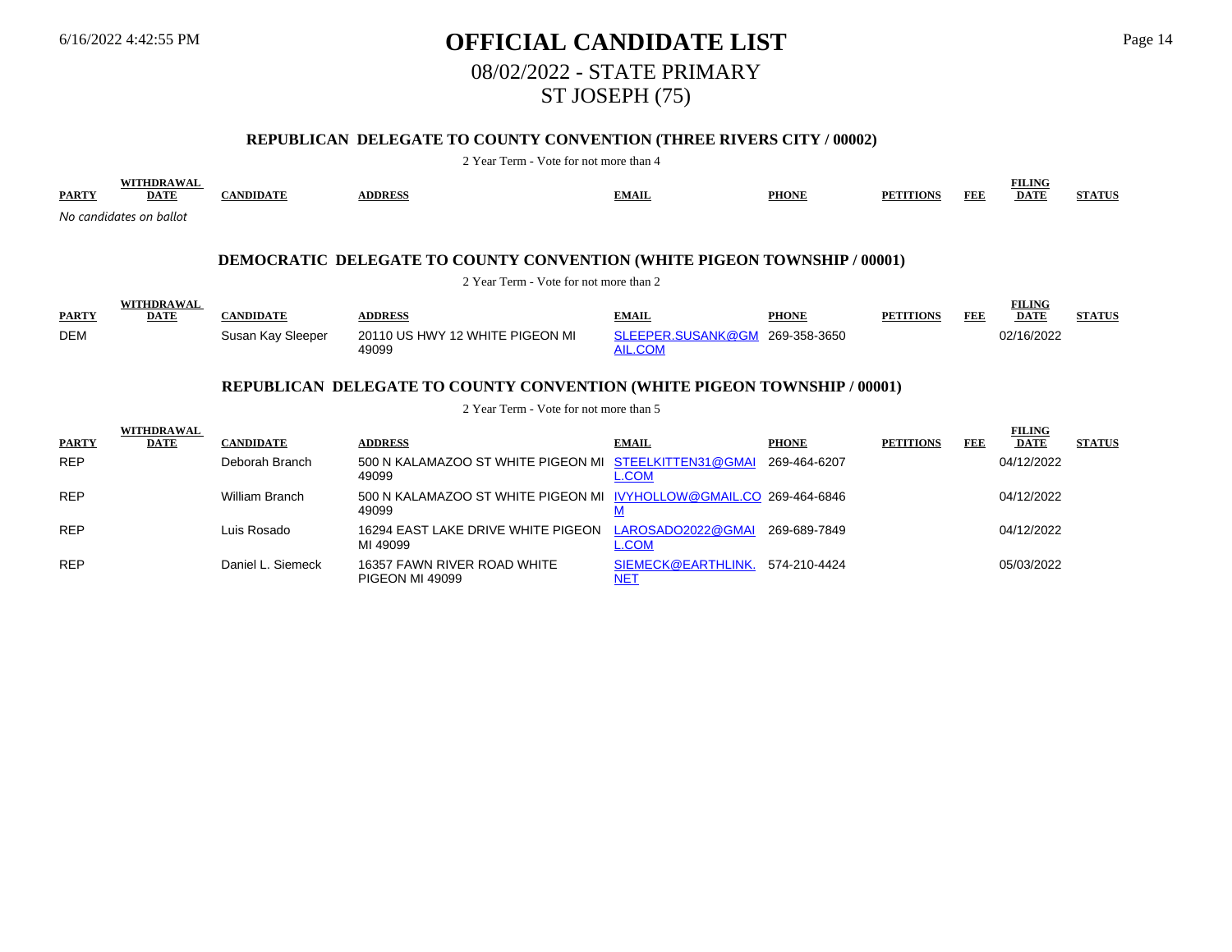# OFFICIAL CANDIDATE LIST

## 08/02/2022 - STATE PRIMARY

## ST JOSEPH (75)

### REPUBLICAN DELEGATE TO COUNTY CONVENTION (THREE RIVERS CITY / 00002)

2 Year Term - Vote for not more than 4

| PARTY | WITHDRAWAL DATE | CANDIDATE | ADDRESS | EMAIL | PHONE | PETITIONS | FEE | FILING DATE | STATUS |
|---|---|---|---|---|---|---|---|---|---|

*No candidates on ballot*

### DEMOCRATIC DELEGATE TO COUNTY CONVENTION (WHITE PIGEON TOWNSHIP / 00001)

2 Year Term - Vote for not more than 2

| PARTY | WITHDRAWAL DATE | CANDIDATE | ADDRESS | EMAIL | PHONE | PETITIONS | FEE | FILING DATE | STATUS |
|---|---|---|---|---|---|---|---|---|---|
| DEM | | Susan Kay Sleeper | 20110 US HWY 12 WHITE PIGEON MI 49099 | SLEEPER.SUSANK@GMAIL.COM | 269-358-3650 | | | 02/16/2022 | |

### REPUBLICAN DELEGATE TO COUNTY CONVENTION (WHITE PIGEON TOWNSHIP / 00001)

2 Year Term - Vote for not more than 5

| PARTY | WITHDRAWAL DATE | CANDIDATE | ADDRESS | EMAIL | PHONE | PETITIONS | FEE | FILING DATE | STATUS |
|---|---|---|---|---|---|---|---|---|---|
| REP | | Deborah Branch | 500 N KALAMAZOO ST WHITE PIGEON MI 49099 | STEELKITTEN31@GMAIL.COM | 269-464-6207 | | | 04/12/2022 | |
| REP | | William Branch | 500 N KALAMAZOO ST WHITE PIGEON MI 49099 | IVYHOLLOW@GMAIL.COM | 269-464-6846 | | | 04/12/2022 | |
| REP | | Luis Rosado | 16294 EAST LAKE DRIVE WHITE PIGEON MI 49099 | LAROSADO2022@GMAIL.COM | 269-689-7849 | | | 04/12/2022 | |
| REP | | Daniel L. Siemeck | 16357 FAWN RIVER ROAD WHITE PIGEON MI 49099 | SIEMECK@EARTHLINK.NET | 574-210-4424 | | | 05/03/2022 | |